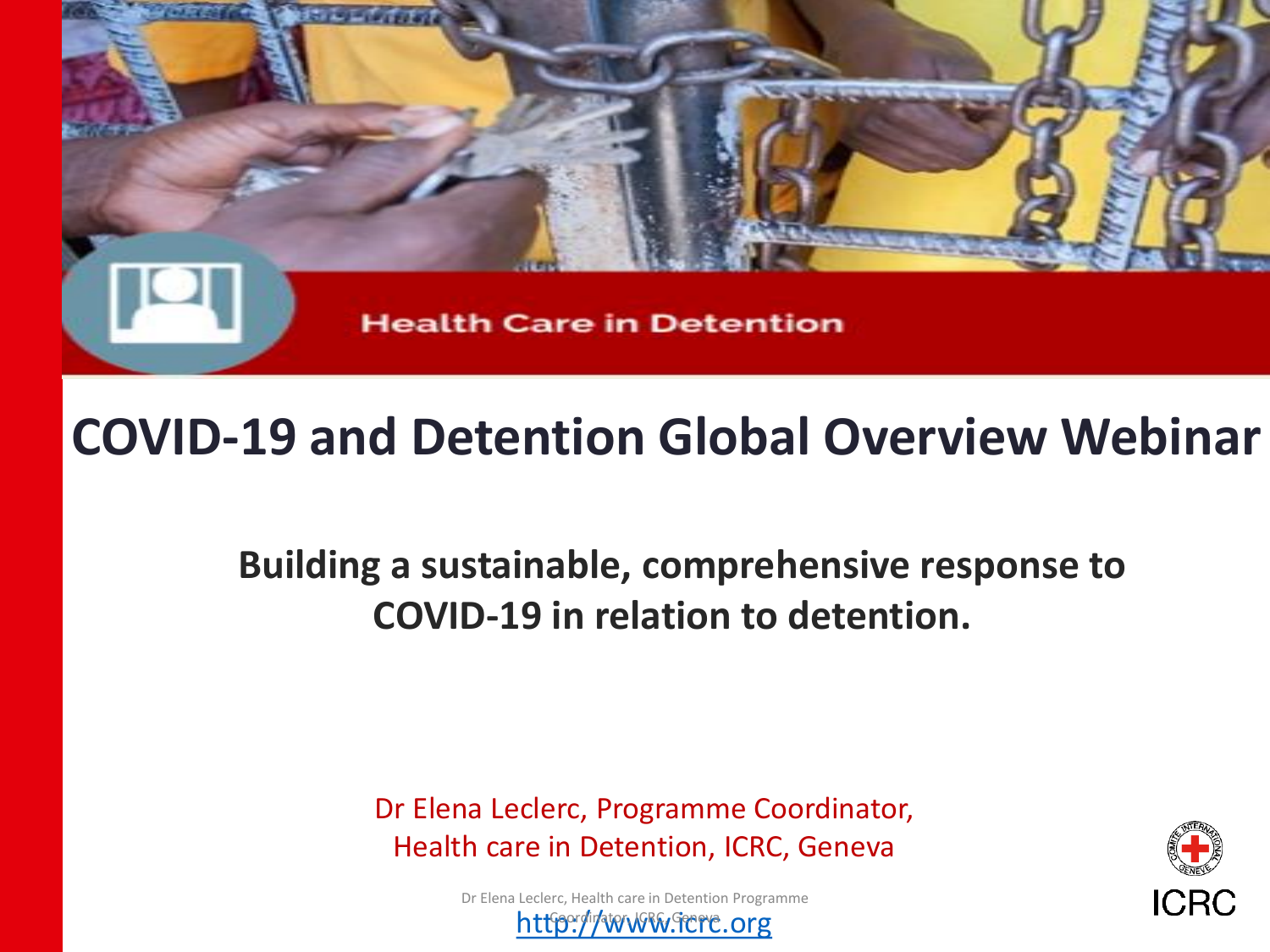Health Care in Detention

# COVID-19 and Detention Global Overview Webinar

## Building a sustainable, comprehensive response to COVID-19 in relation to detention.

Dr Elena Leclerc, Programme Coordinator, Health care in Detention, ICRC, Geneva

Dr Elena Leclerc, Health care in Detention Programme Coordinator, ICRC, Geneva

http://www.icrc.org

ICRC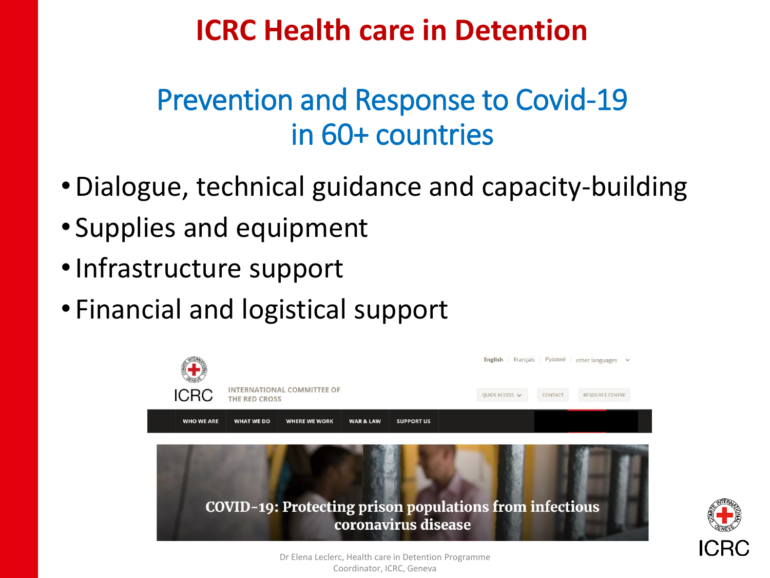# ICRC Health care in Detention

## Prevention and Response to Covid-19 in 60+ countries

- Dialogue, technical guidance and capacity-building
- Supplies and equipment
- Infrastructure support
- Financial and logistical support

ICRC INTERNATIONAL COMMITTEE OF THE RED CROSS

English | Français | Русский | other languages

QUICK ACCESS | CONTACT | RESOURCE CENTRE

WHO WE ARE | WHAT WE DO | WHERE WE WORK | WAR & LAW | SUPPORT US

**COVID-19: Protecting prison populations from infectious coronavirus disease**

Dr Elena Leclerc, Health care in Detention Programme Coordinator, ICRC, Geneva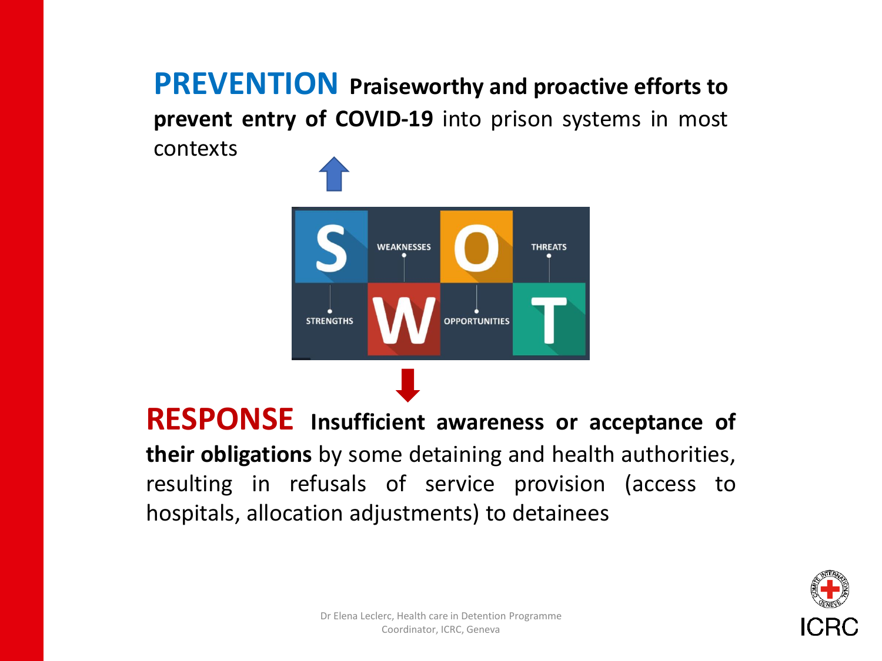**PREVENTION** **Praiseworthy and proactive efforts to prevent entry of COVID-19** into prison systems in most contexts

S
WEAKNESSES
O
THREATS
STRENGTHS
W
OPPORTUNITIES
T

**RESPONSE** **Insufficient awareness or acceptance of their obligations** by some detaining and health authorities, resulting in refusals of service provision (access to hospitals, allocation adjustments) to detainees

Dr Elena Leclerc, Health care in Detention Programme Coordinator, ICRC, Geneva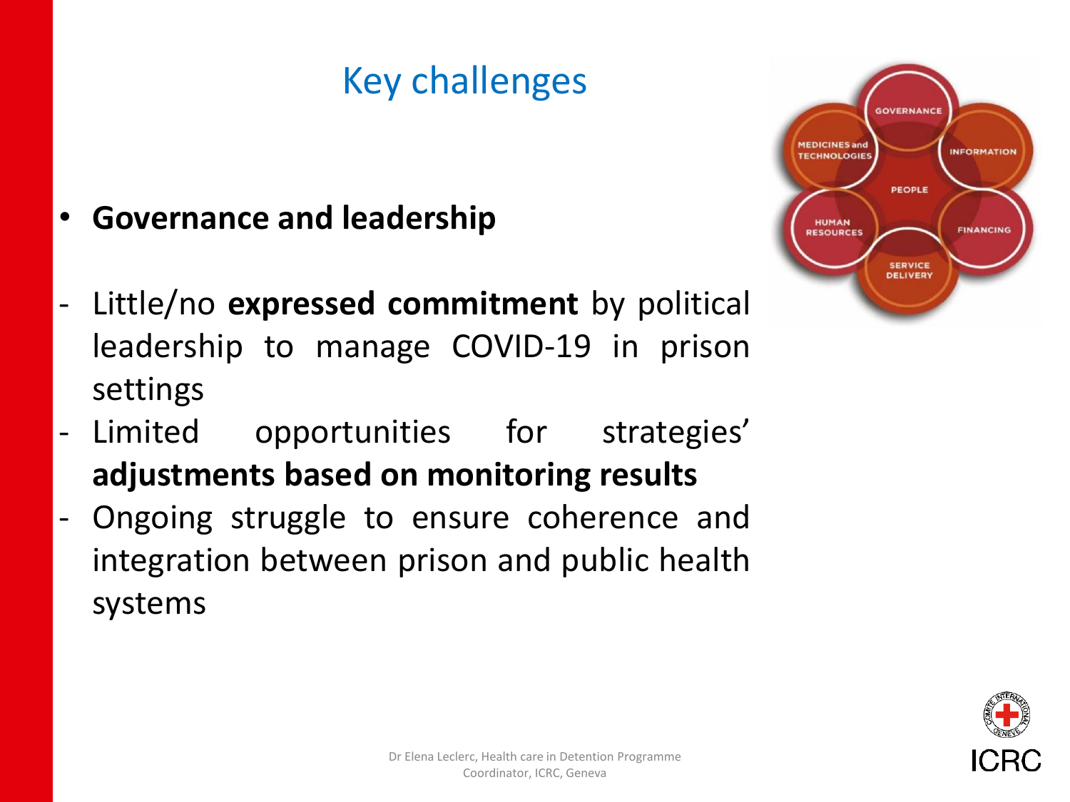# Key challenges

- **Governance and leadership**

- Little/no **expressed commitment** by political leadership to manage COVID-19 in prison settings
- Limited opportunities for strategies' **adjustments based on monitoring results**
- Ongoing struggle to ensure coherence and integration between prison and public health systems

GOVERNANCE
INFORMATION
FINANCING
SERVICE DELIVERY
HUMAN RESOURCES
MEDICINES and TECHNOLOGIES
PEOPLE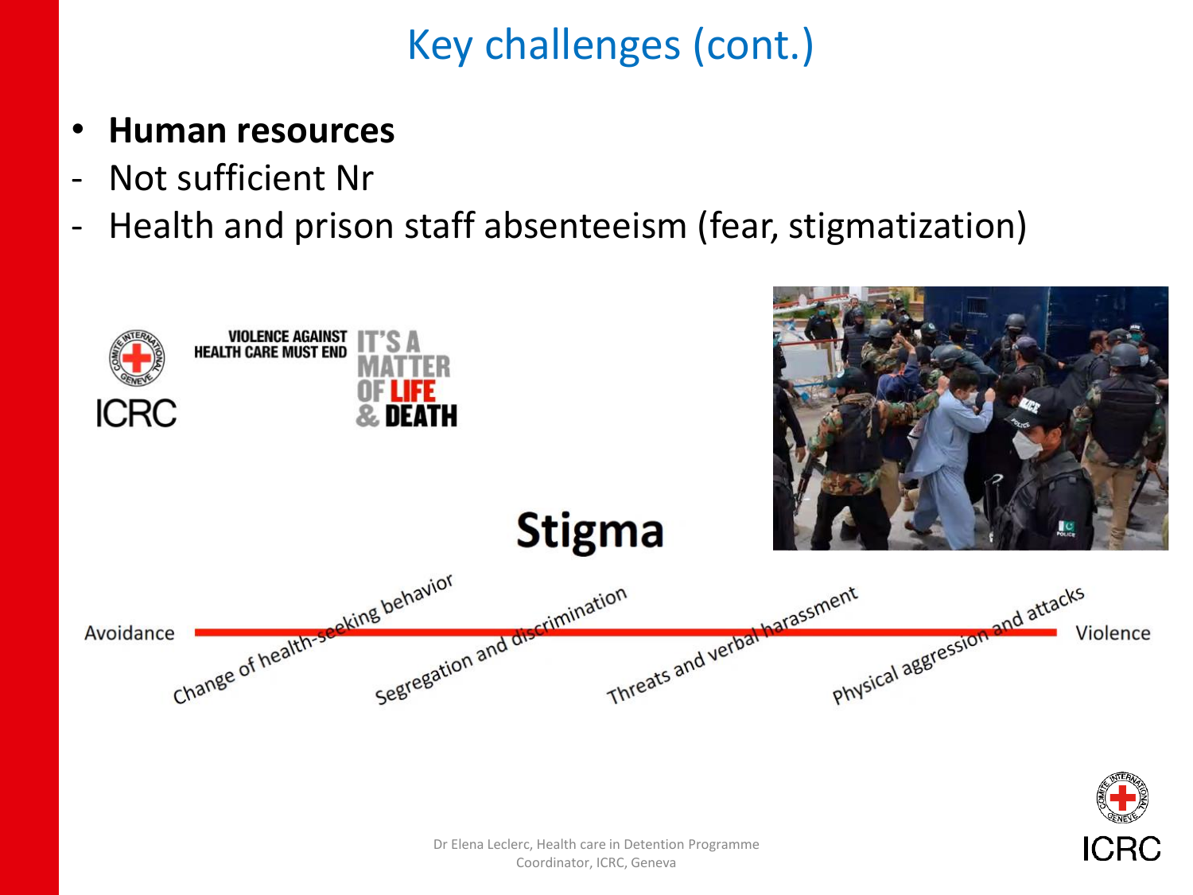# Key challenges (cont.)

- **Human resources**
- Not sufficient Nr
- Health and prison staff absenteeism (fear, stigmatization)

ICRC

VIOLENCE AGAINST HEALTH CARE MUST END

IT'S A MATTER OF LIFE & DEATH

**Stigma**

Avoidance — Change of health-seeking behavior — Segregation and discrimination — Threats and verbal harassment — Physical aggression and attacks — Violence

Dr Elena Leclerc, Health care in Detention Programme Coordinator, ICRC, Geneva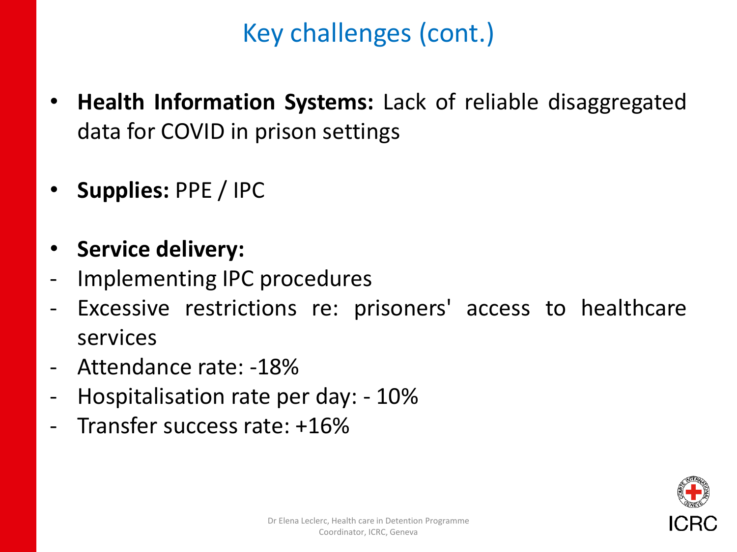# Key challenges (cont.)

- **Health Information Systems:** Lack of reliable disaggregated data for COVID in prison settings

- **Supplies:** PPE / IPC

- **Service delivery:**

- Implementing IPC procedures
- Excessive restrictions re: prisoners' access to healthcare services
- Attendance rate: -18%
- Hospitalisation rate per day: - 10%
- Transfer success rate: +16%

Dr Elena Leclerc, Health care in Detention Programme Coordinator, ICRC, Geneva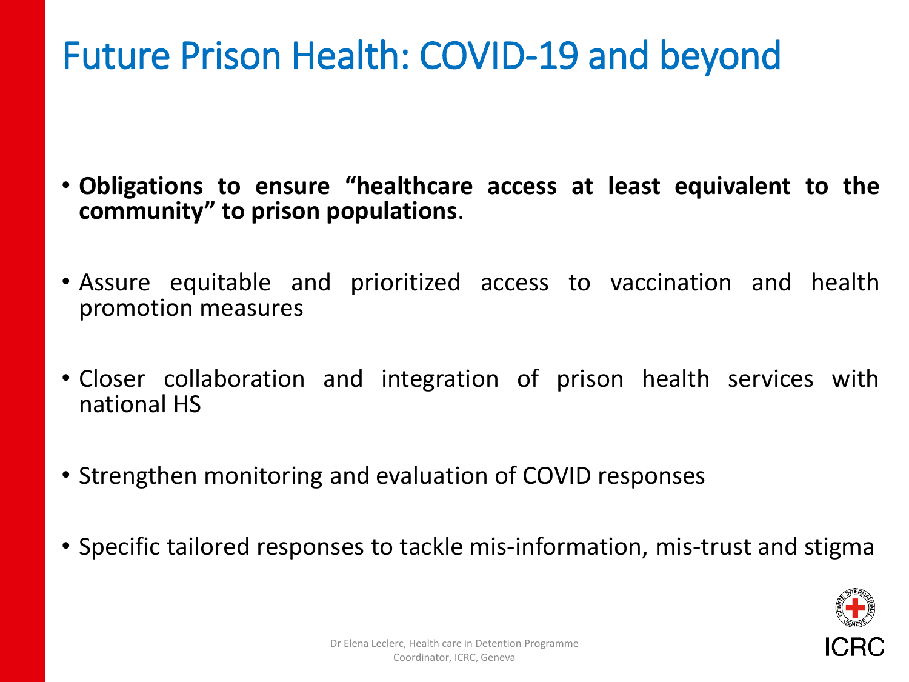# Future Prison Health: COVID-19 and beyond

- **Obligations to ensure "healthcare access at least equivalent to the community" to prison populations**.
- Assure equitable and prioritized access to vaccination and health promotion measures
- Closer collaboration and integration of prison health services with national HS
- Strengthen monitoring and evaluation of COVID responses
- Specific tailored responses to tackle mis-information, mis-trust and stigma

Dr Elena Leclerc, Health care in Detention Programme Coordinator, ICRC, Geneva

ICRC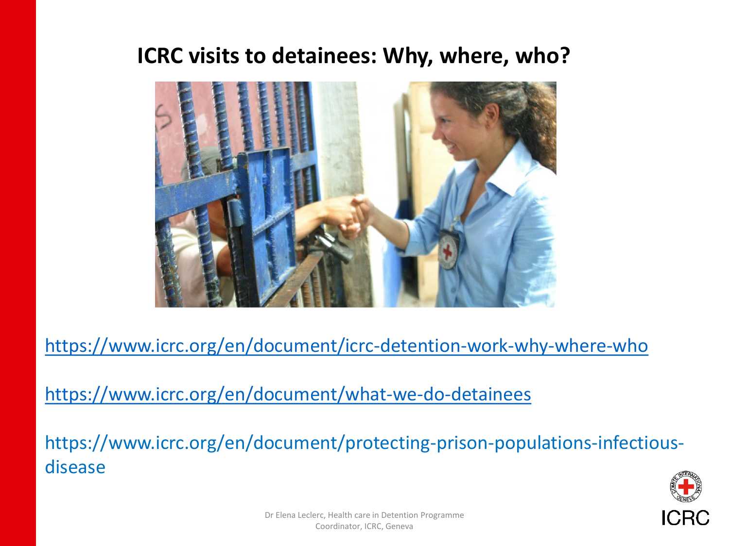# ICRC visits to detainees: Why, where, who?

https://www.icrc.org/en/document/icrc-detention-work-why-where-who

https://www.icrc.org/en/document/what-we-do-detainees

https://www.icrc.org/en/document/protecting-prison-populations-infectious-disease

Dr Elena Leclerc, Health care in Detention Programme Coordinator, ICRC, Geneva